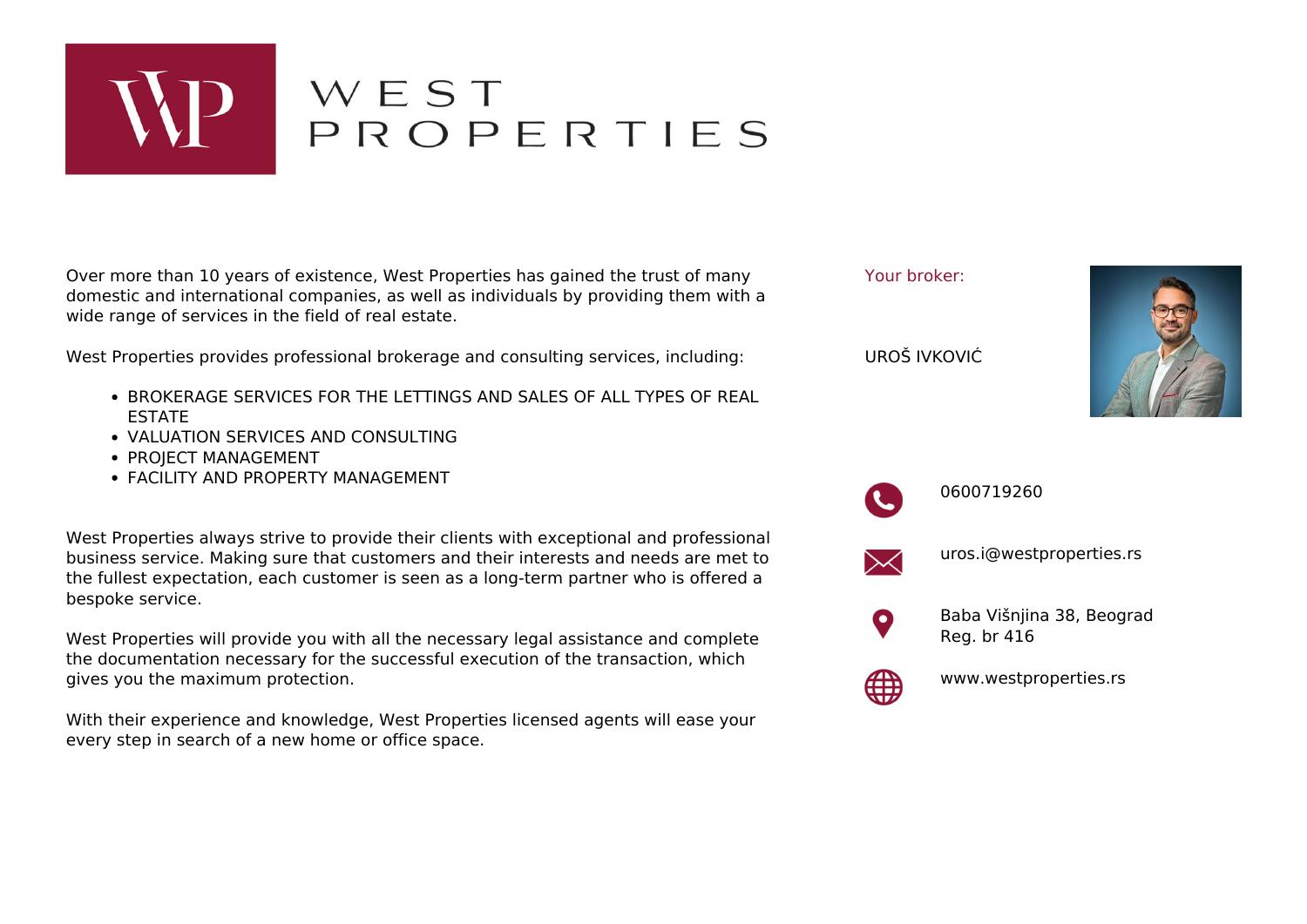# WEST PROPERTIES

Over more than 10 years of existence, West Properties has gained the trust of many domestic and international companies, as well as individuals by providing them with a wide range of services in the field of real estate.

West Properties provides professional brokerage and consulting services, including:

- BROKERAGE SERVICES FOR THE LETTINGS AND SALES OF ALL TYPES OF REAL ESTATE
- VALUATION SERVICES AND CONSULTING
- PROJECT MANAGEMENT
- FACILITY AND PROPERTY MANAGEMENT

West Properties always strive to provide their clients with exceptional and professional business service. Making sure that customers and their interests and needs are met to the fullest expectation, each customer is seen as a long-term partner who is offered a bespoke service.

West Properties will provide you with all the necessary legal assistance and complete the documentation necessary for the successful execution of the transaction, which gives you the maximum protection.

With their experience and knowledge, West Properties licensed agents will ease your every step in search of a new home or office space.

Your broker:

UROŠ IVKOVIĆ

0600719260

uros.i@westproperties.rs

Baba Višnjina 38, Beograd
Reg. br 416

www.westproperties.rs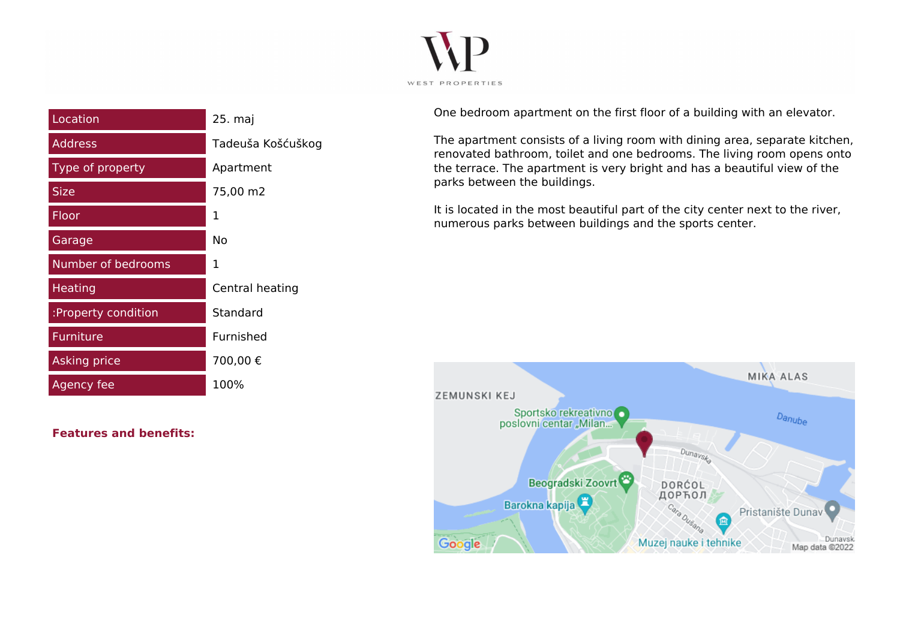| Location | 25. maj |
| --- | --- |
| Address | Tadeuša Košćuškog |
| Type of property | Apartment |
| Size | 75,00 m2 |
| Floor | 1 |
| Garage | No |
| Number of bedrooms | 1 |
| Heating | Central heating |
| :Property condition | Standard |
| Furniture | Furnished |
| Asking price | 700,00 € |
| Agency fee | 100% |

**Features and benefits:**

One bedroom apartment on the first floor of a building with an elevator.

The apartment consists of a living room with dining area, separate kitchen, renovated bathroom, toilet and one bedrooms. The living room opens onto the terrace. The apartment is very bright and has a beautiful view of the parks between the buildings.

It is located in the most beautiful part of the city center next to the river, numerous parks between buildings and the sports center.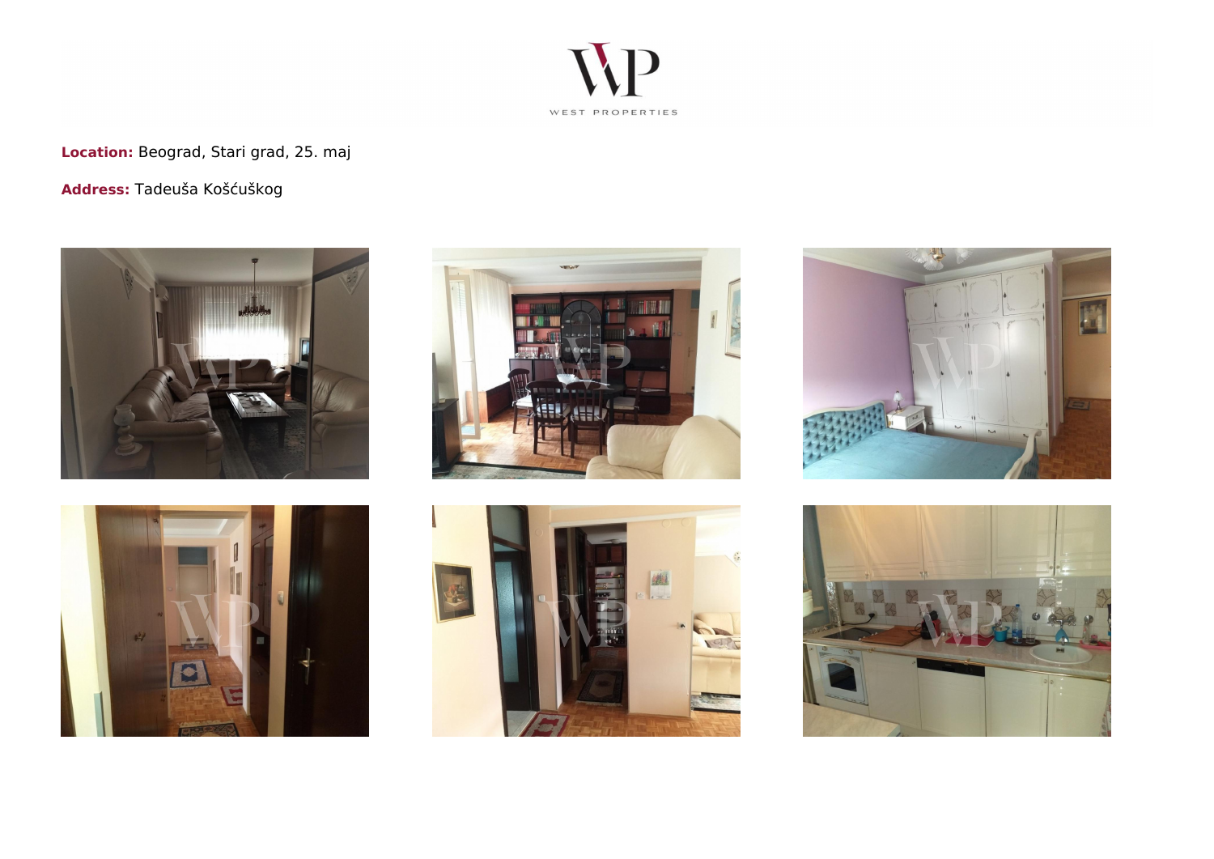**Location:** Beograd, Stari grad, 25. maj

**Address:** Tadeuša Košćuškog